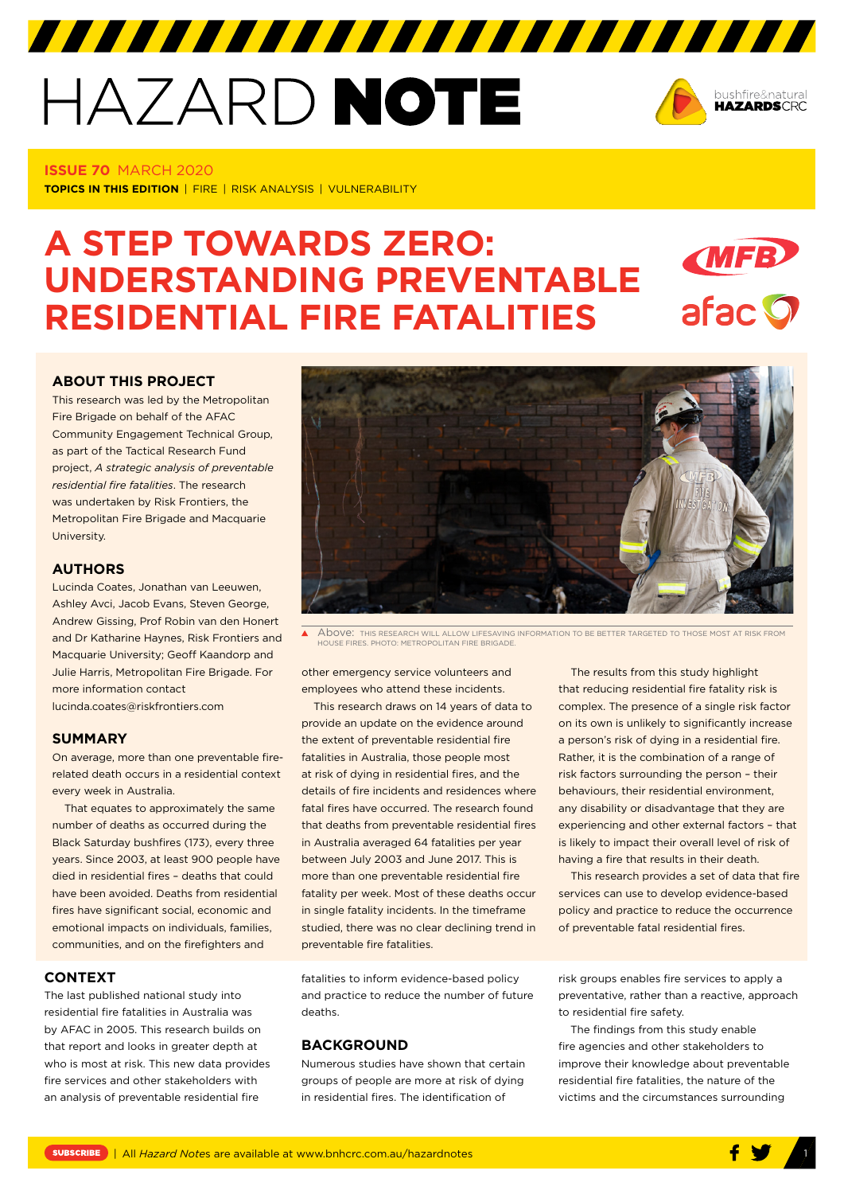# HAZARD NOTE

**ISSUE 70** MARCH 2020

**TOPICS IN THIS EDITION** | FIRE | RISK ANALYSIS | VULNERABILITY

# A STEP TOWARDS ZERO: UNDERSTANDING PREVENTABLE RESIDENTIAL FIRE FATALITIES

## ABOUT THIS PROJECT

This research was led by the Metropolitan Fire Brigade on behalf of the AFAC Community Engagement Technical Group, as part of the Tactical Research Fund project, *A strategic analysis of preventable residential fire fatalities*. The research was undertaken by Risk Frontiers, the Metropolitan Fire Brigade and Macquarie University.

## AUTHORS

Lucinda Coates, Jonathan van Leeuwen, Ashley Avci, Jacob Evans, Steven George, Andrew Gissing, Prof Robin van den Honert and Dr Katharine Haynes, Risk Frontiers and Macquarie University; Geoff Kaandorp and Julie Harris, Metropolitan Fire Brigade. For more information contact lucinda.coates@riskfrontiers.com

Above: THIS RESEARCH WILL ALLOW LIFESAVING INFORMATION TO BE BETTER TARGETED TO THOSE MOST AT RISK FROM HOUSE FIRES. PHOTO: METROPOLITAN FIRE BRIGADE.

## SUMMARY

On average, more than one preventable fire-related death occurs in a residential context every week in Australia.

That equates to approximately the same number of deaths as occurred during the Black Saturday bushfires (173), every three years. Since 2003, at least 900 people have died in residential fires – deaths that could have been avoided. Deaths from residential fires have significant social, economic and emotional impacts on individuals, families, communities, and on the firefighters and other emergency service volunteers and employees who attend these incidents.

This research draws on 14 years of data to provide an update on the evidence around the extent of preventable residential fire fatalities in Australia, those people most at risk of dying in residential fires, and the details of fire incidents and residences where fatal fires have occurred. The research found that deaths from preventable residential fires in Australia averaged 64 fatalities per year between July 2003 and June 2017. This is more than one preventable residential fire fatality per week. Most of these deaths occur in single fatality incidents. In the timeframe studied, there was no clear declining trend in preventable fire fatalities.

The results from this study highlight that reducing residential fire fatality risk is complex. The presence of a single risk factor on its own is unlikely to significantly increase a person's risk of dying in a residential fire. Rather, it is the combination of a range of risk factors surrounding the person – their behaviours, their residential environment, any disability or disadvantage that they are experiencing and other external factors – that is likely to impact their overall level of risk of having a fire that results in their death.

This research provides a set of data that fire services can use to develop evidence-based policy and practice to reduce the occurrence of preventable fatal residential fires.

## CONTEXT

The last published national study into residential fire fatalities in Australia was by AFAC in 2005. This research builds on that report and looks in greater depth at who is most at risk. This new data provides fire services and other stakeholders with an analysis of preventable residential fire fatalities to inform evidence-based policy and practice to reduce the number of future deaths.

## BACKGROUND

Numerous studies have shown that certain groups of people are more at risk of dying in residential fires. The identification of risk groups enables fire services to apply a preventative, rather than a reactive, approach to residential fire safety.

The findings from this study enable fire agencies and other stakeholders to improve their knowledge about preventable residential fire fatalities, the nature of the victims and the circumstances surrounding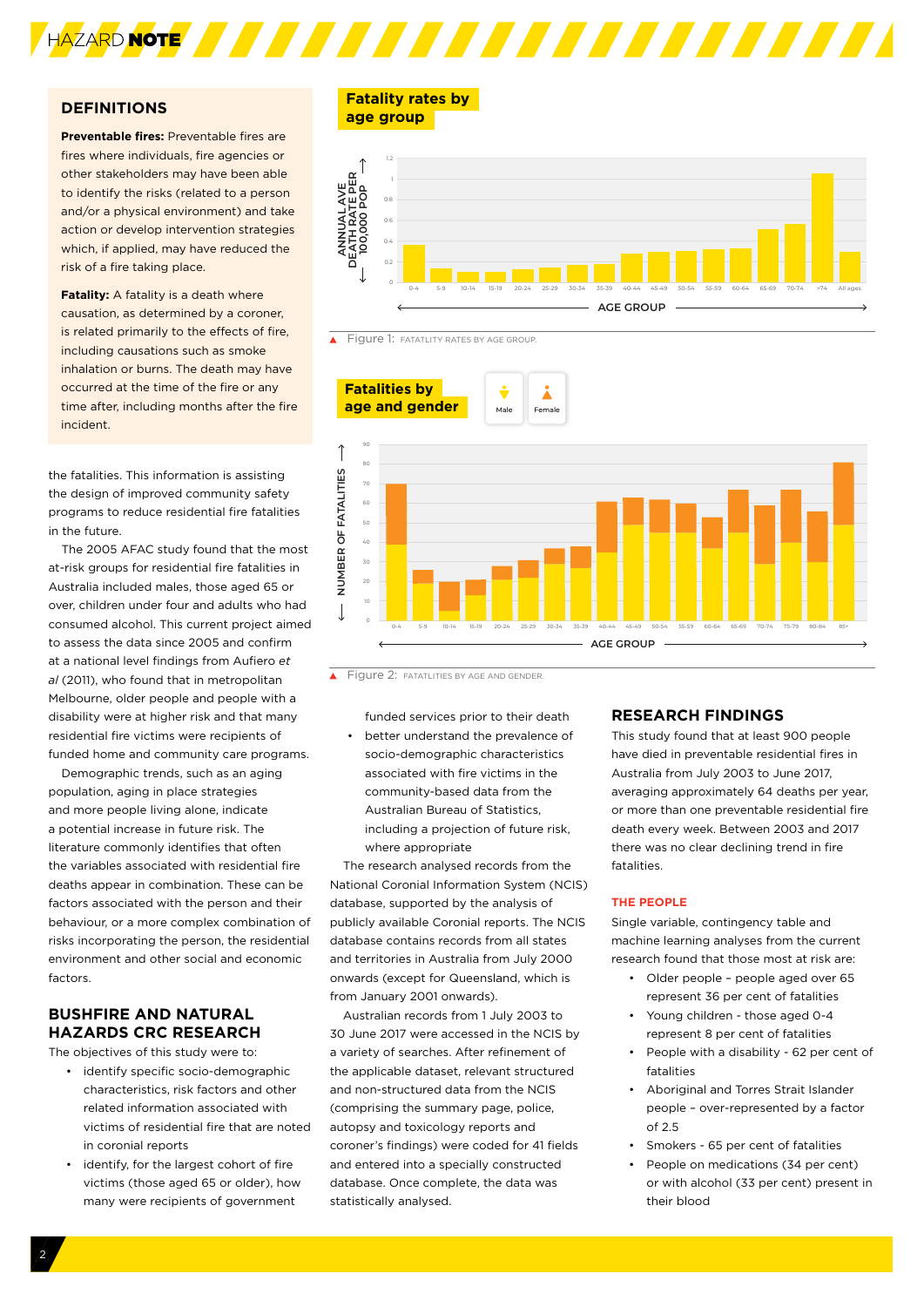## DEFINITIONS

**Preventable fires:** Preventable fires are fires where individuals, fire agencies or other stakeholders may have been able to identify the risks (related to a person and/or a physical environment) and take action or develop intervention strategies which, if applied, may have reduced the risk of a fire taking place.

**Fatality:** A fatality is a death where causation, as determined by a coroner, is related primarily to the effects of fire, including causations such as smoke inhalation or burns. The death may have occurred at the time of the fire or any time after, including months after the fire incident.

the fatalities. This information is assisting the design of improved community safety programs to reduce residential fire fatalities in the future.

The 2005 AFAC study found that the most at-risk groups for residential fire fatalities in Australia included males, those aged 65 or over, children under four and adults who had consumed alcohol. This current project aimed to assess the data since 2005 and confirm at a national level findings from Aufiero *et al* (2011), who found that in metropolitan Melbourne, older people and people with a disability were at higher risk and that many residential fire victims were recipients of funded home and community care programs.

Demographic trends, such as an aging population, aging in place strategies and more people living alone, indicate a potential increase in future risk. The literature commonly identifies that often the variables associated with residential fire deaths appear in combination. These can be factors associated with the person and their behaviour, or a more complex combination of risks incorporating the person, the residential environment and other social and economic factors.

## BUSHFIRE AND NATURAL HAZARDS CRC RESEARCH

The objectives of this study were to:

- identify specific socio-demographic characteristics, risk factors and other related information associated with victims of residential fire that are noted in coronial reports
- identify, for the largest cohort of fire victims (those aged 65 or older), how many were recipients of government funded services prior to their death
- better understand the prevalence of socio-demographic characteristics associated with fire victims in the community-based data from the Australian Bureau of Statistics, including a projection of future risk, where appropriate

The research analysed records from the National Coronial Information System (NCIS) database, supported by the analysis of publicly available Coronial reports. The NCIS database contains records from all states and territories in Australia from July 2000 onwards (except for Queensland, which is from January 2001 onwards).

Australian records from 1 July 2003 to 30 June 2017 were accessed in the NCIS by a variety of searches. After refinement of the applicable dataset, relevant structured and non-structured data from the NCIS (comprising the summary page, police, autopsy and toxicology reports and coroner's findings) were coded for 41 fields and entered into a specially constructed database. Once complete, the data was statistically analysed.

**Fatality rates by age group**

Figure 1: FATATLITY RATES BY AGE GROUP.

**Fatalities by age and gender**

Figure 2: FATALITIES BY AGE AND GENDER.

## RESEARCH FINDINGS

This study found that at least 900 people have died in preventable residential fires in Australia from July 2003 to June 2017, averaging approximately 64 deaths per year, or more than one preventable residential fire death every week. Between 2003 and 2017 there was no clear declining trend in fire fatalities.

### THE PEOPLE

Single variable, contingency table and machine learning analyses from the current research found that those most at risk are:

- Older people – people aged over 65 represent 36 per cent of fatalities
- Young children - those aged 0-4 represent 8 per cent of fatalities
- People with a disability - 62 per cent of fatalities
- Aboriginal and Torres Strait Islander people – over-represented by a factor of 2.5
- Smokers - 65 per cent of fatalities
- People on medications (34 per cent) or with alcohol (33 per cent) present in their blood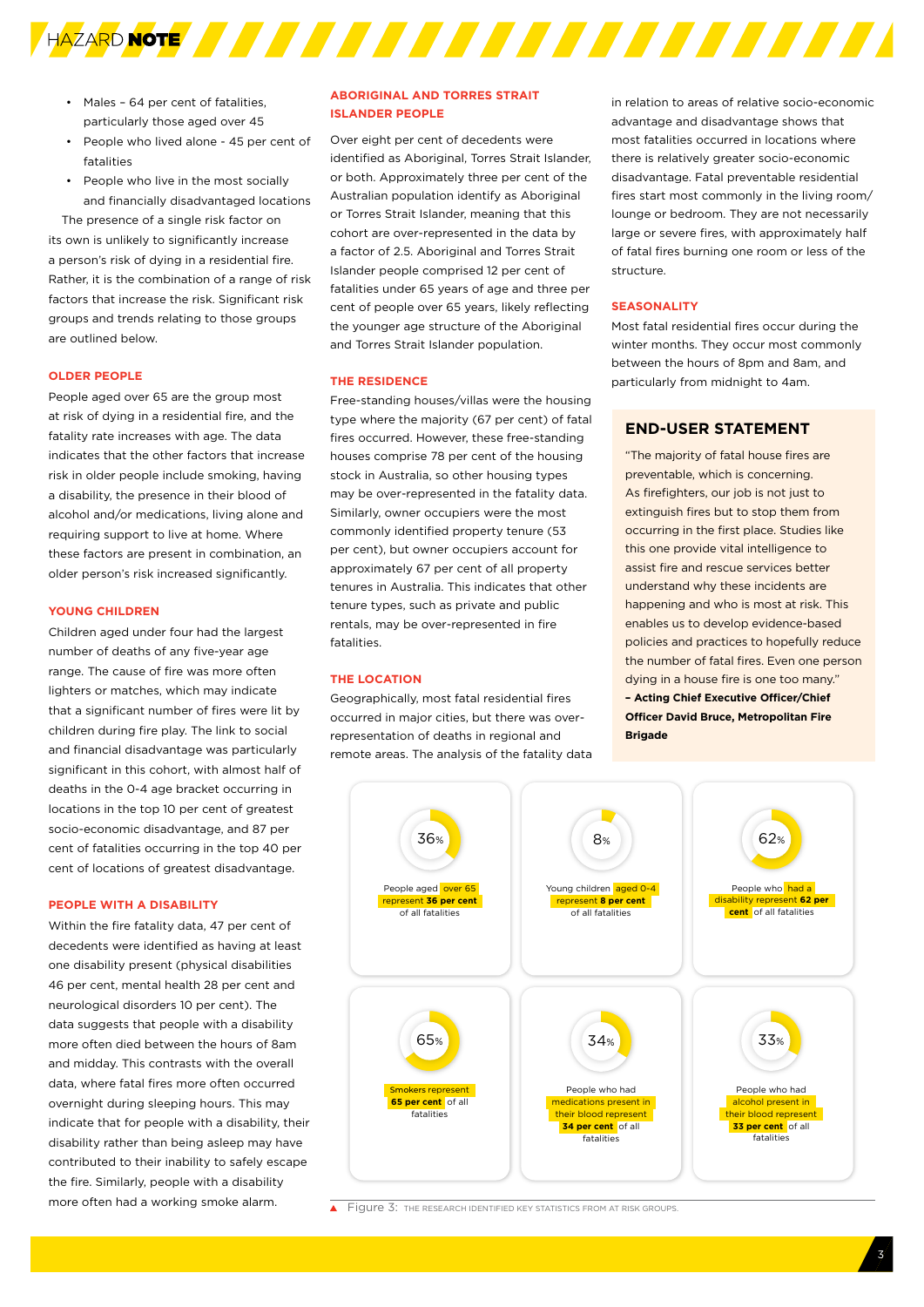- Males – 64 per cent of fatalities, particularly those aged over 45
- People who lived alone - 45 per cent of fatalities
- People who live in the most socially and financially disadvantaged locations

The presence of a single risk factor on its own is unlikely to significantly increase a person's risk of dying in a residential fire. Rather, it is the combination of a range of risk factors that increase the risk. Significant risk groups and trends relating to those groups are outlined below.

### OLDER PEOPLE

People aged over 65 are the group most at risk of dying in a residential fire, and the fatality rate increases with age. The data indicates that the other factors that increase risk in older people include smoking, having a disability, the presence in their blood of alcohol and/or medications, living alone and requiring support to live at home. Where these factors are present in combination, an older person's risk increased significantly.

### YOUNG CHILDREN

Children aged under four had the largest number of deaths of any five-year age range. The cause of fire was more often lighters or matches, which may indicate that a significant number of fires were lit by children during fire play. The link to social and financial disadvantage was particularly significant in this cohort, with almost half of deaths in the 0-4 age bracket occurring in locations in the top 10 per cent of greatest socio-economic disadvantage, and 87 per cent of fatalities occurring in the top 40 per cent of locations of greatest disadvantage.

### PEOPLE WITH A DISABILITY

Within the fire fatality data, 47 per cent of decedents were identified as having at least one disability present (physical disabilities 46 per cent, mental health 28 per cent and neurological disorders 10 per cent). The data suggests that people with a disability more often died between the hours of 8am and midday. This contrasts with the overall data, where fatal fires more often occurred overnight during sleeping hours. This may indicate that for people with a disability, their disability rather than being asleep may have contributed to their inability to safely escape the fire. Similarly, people with a disability more often had a working smoke alarm.

### ABORIGINAL AND TORRES STRAIT ISLANDER PEOPLE

Over eight per cent of decedents were identified as Aboriginal, Torres Strait Islander, or both. Approximately three per cent of the Australian population identify as Aboriginal or Torres Strait Islander, meaning that this cohort are over-represented in the data by a factor of 2.5. Aboriginal and Torres Strait Islander people comprised 12 per cent of fatalities under 65 years of age and three per cent of people over 65 years, likely reflecting the younger age structure of the Aboriginal and Torres Strait Islander population.

### THE RESIDENCE

Free-standing houses/villas were the housing type where the majority (67 per cent) of fatal fires occurred. However, these free-standing houses comprise 78 per cent of the housing stock in Australia, so other housing types may be over-represented in the fatality data. Similarly, owner occupiers were the most commonly identified property tenure (53 per cent), but owner occupiers account for approximately 67 per cent of all property tenures in Australia. This indicates that other tenure types, such as private and public rentals, may be over-represented in fire fatalities.

### THE LOCATION

Geographically, most fatal residential fires occurred in major cities, but there was over-representation of deaths in regional and remote areas. The analysis of the fatality data in relation to areas of relative socio-economic advantage and disadvantage shows that most fatalities occurred in locations where there is relatively greater socio-economic disadvantage. Fatal preventable residential fires start most commonly in the living room/lounge or bedroom. They are not necessarily large or severe fires, with approximately half of fatal fires burning one room or less of the structure.

### SEASONALITY

Most fatal residential fires occur during the winter months. They occur most commonly between the hours of 8pm and 8am, and particularly from midnight to 4am.

### END-USER STATEMENT

"The majority of fatal house fires are preventable, which is concerning. As firefighters, our job is not just to extinguish fires but to stop them from occurring in the first place. Studies like this one provide vital intelligence to assist fire and rescue services better understand why these incidents are happening and who is most at risk. This enables us to develop evidence-based policies and practices to hopefully reduce the number of fatal fires. Even one person dying in a house fire is one too many."

**– Acting Chief Executive Officer/Chief Officer David Bruce, Metropolitan Fire Brigade**

36% — People aged over 65 represent **36 per cent** of all fatalities

8% — Young children aged 0-4 represent **8 per cent** of all fatalities

62% — People who had a disability represent **62 per cent** of all fatalities

65% — Smokers represent **65 per cent** of all fatalities

34% — People who had medications present in their blood represent **34 per cent** of all fatalities

33% — People who had alcohol present in their blood represent **33 per cent** of all fatalities

Figure 3: THE RESEARCH IDENTIFIED KEY STATISTICS FROM AT RISK GROUPS.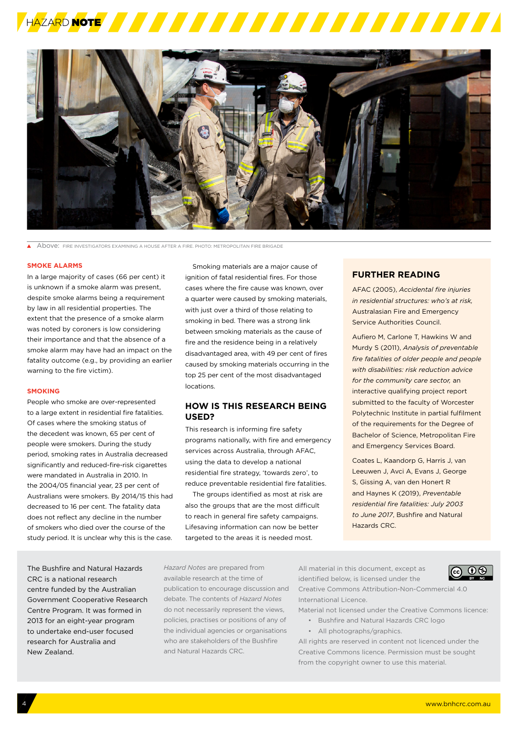Above: FIRE INVESTIGATORS EXAMINING A HOUSE AFTER A FIRE. PHOTO: METROPOLITAN FIRE BRIGADE

### SMOKE ALARMS

In a large majority of cases (66 per cent) it is unknown if a smoke alarm was present, despite smoke alarms being a requirement by law in all residential properties. The extent that the presence of a smoke alarm was noted by coroners is low considering their importance and that the absence of a smoke alarm may have had an impact on the fatality outcome (e.g., by providing an earlier warning to the fire victim).

### SMOKING

People who smoke are over-represented to a large extent in residential fire fatalities. Of cases where the smoking status of the decedent was known, 65 per cent of people were smokers. During the study period, smoking rates in Australia decreased significantly and reduced-fire-risk cigarettes were mandated in Australia in 2010. In the 2004/05 financial year, 23 per cent of Australians were smokers. By 2014/15 this had decreased to 16 per cent. The fatality data does not reflect any decline in the number of smokers who died over the course of the study period. It is unclear why this is the case.

Smoking materials are a major cause of ignition of fatal residential fires. For those cases where the fire cause was known, over a quarter were caused by smoking materials, with just over a third of those relating to smoking in bed. There was a strong link between smoking materials as the cause of fire and the residence being in a relatively disadvantaged area, with 49 per cent of fires caused by smoking materials occurring in the top 25 per cent of the most disadvantaged locations.

## HOW IS THIS RESEARCH BEING USED?

This research is informing fire safety programs nationally, with fire and emergency services across Australia, through AFAC, using the data to develop a national residential fire strategy, 'towards zero', to reduce preventable residential fire fatalities.

The groups identified as most at risk are also the groups that are the most difficult to reach in general fire safety campaigns. Lifesaving information can now be better targeted to the areas it is needed most.

## FURTHER READING

AFAC (2005), *Accidental fire injuries in residential structures: who's at risk*, Australasian Fire and Emergency Service Authorities Council.

Aufiero M, Carlone T, Hawkins W and Murdy S (2011), *Analysis of preventable fire fatalities of older people and people with disabilities: risk reduction advice for the community care sector*, an interactive qualifying project report submitted to the faculty of Worcester Polytechnic Institute in partial fulfilment of the requirements for the Degree of Bachelor of Science, Metropolitan Fire and Emergency Services Board.

Coates L, Kaandorp G, Harris J, van Leeuwen J, Avci A, Evans J, George S, Gissing A, van den Honert R and Haynes K (2019), *Preventable residential fire fatalities: July 2003 to June 2017*, Bushfire and Natural Hazards CRC.

The Bushfire and Natural Hazards CRC is a national research centre funded by the Australian Government Cooperative Research Centre Program. It was formed in 2013 for an eight-year program to undertake end-user focused research for Australia and New Zealand.

*Hazard Notes* are prepared from available research at the time of publication to encourage discussion and debate. The contents of *Hazard Notes* do not necessarily represent the views, policies, practises or positions of any of the individual agencies or organisations who are stakeholders of the Bushfire and Natural Hazards CRC.

All material in this document, except as identified below, is licensed under the Creative Commons Attribution-Non-Commercial 4.0 International Licence.

Material not licensed under the Creative Commons licence:

- Bushfire and Natural Hazards CRC logo
- All photographs/graphics.

All rights are reserved in content not licenced under the Creative Commons licence. Permission must be sought from the copyright owner to use this material.